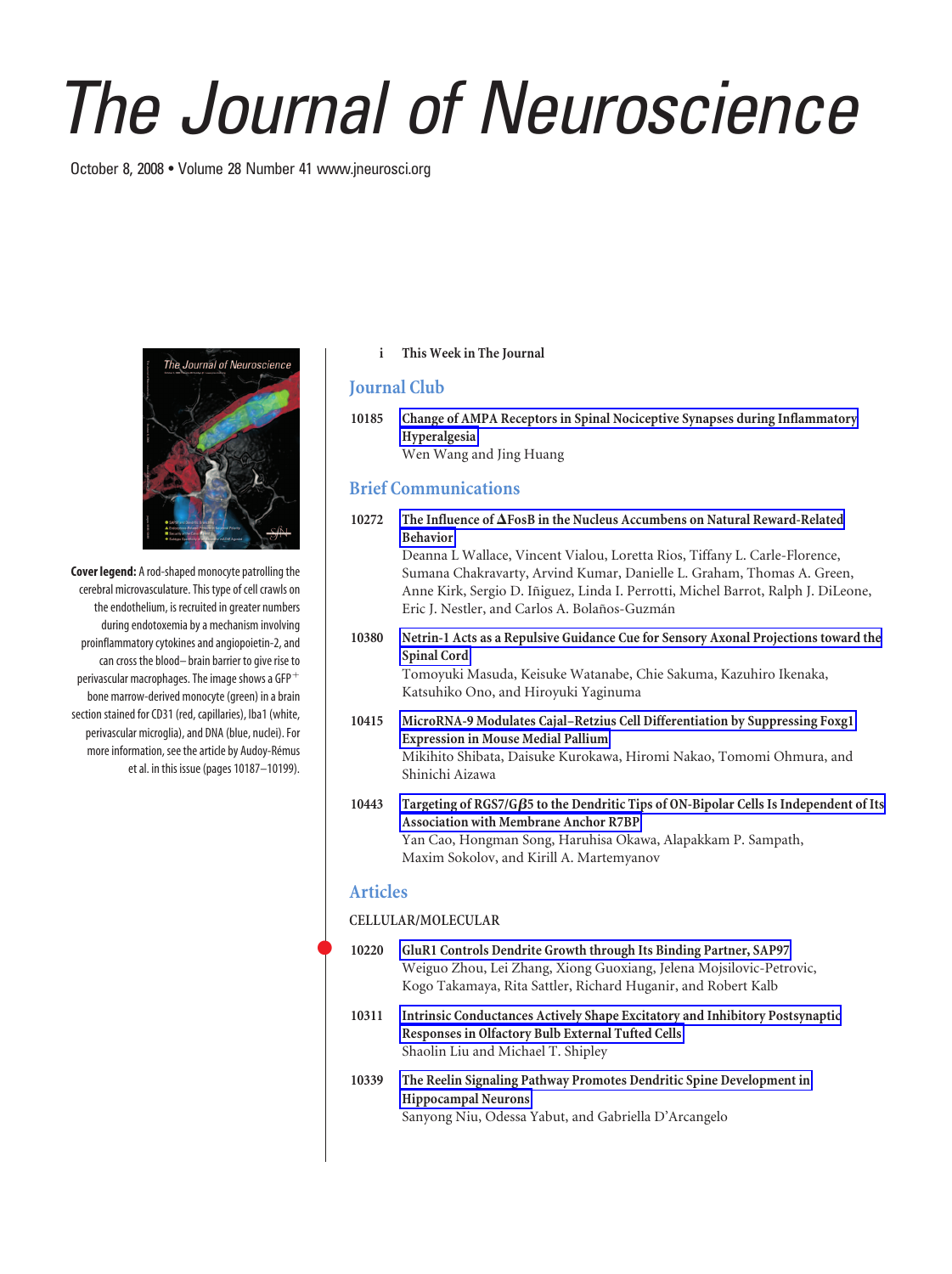# The Journal of Neuroscience

October 8, 2008 • Volume 28 Number 41 www.jneurosci.org

**Cover legend:** A rod-shaped monocyte patrolling the cerebral microvasculature. This type of cell crawls on the endothelium, is recruited in greater numbers during endotoxemia by a mechanism involving proinflammatory cytokines and angiopoietin-2, and can cross the blood–brain barrier to give rise to perivascular macrophages. The image shows a GFP$^+$ bone marrow-derived monocyte (green) in a brain section stained for CD31 (red, capillaries), Iba1 (white, perivascular microglia), and DNA (blue, nuclei). For more information, see the article by Audoy-Rémus et al. in this issue (pages 10187–10199).

i **This Week in The Journal**

## Journal Club

10185 **Change of AMPA Receptors in Spinal Nociceptive Synapses during Inflammatory Hyperalgesia**
Wen Wang and Jing Huang

## Brief Communications

10272 **The Influence of ΔFosB in the Nucleus Accumbens on Natural Reward-Related Behavior**
Deanna L Wallace, Vincent Vialou, Loretta Rios, Tiffany L. Carle-Florence, Sumana Chakravarty, Arvind Kumar, Danielle L. Graham, Thomas A. Green, Anne Kirk, Sergio D. Iñiguez, Linda I. Perrotti, Michel Barrot, Ralph J. DiLeone, Eric J. Nestler, and Carlos A. Bolaños-Guzmán

10380 **Netrin-1 Acts as a Repulsive Guidance Cue for Sensory Axonal Projections toward the Spinal Cord**
Tomoyuki Masuda, Keisuke Watanabe, Chie Sakuma, Kazuhiro Ikenaka, Katsuhiko Ono, and Hiroyuki Yaginuma

10415 **MicroRNA-9 Modulates Cajal–Retzius Cell Differentiation by Suppressing Foxg1 Expression in Mouse Medial Pallium**
Mikihito Shibata, Daisuke Kurokawa, Hiromi Nakao, Tomomi Ohmura, and Shinichi Aizawa

10443 **Targeting of RGS7/Gβ5 to the Dendritic Tips of ON-Bipolar Cells Is Independent of Its Association with Membrane Anchor R7BP**
Yan Cao, Hongman Song, Haruhisa Okawa, Alapakkam P. Sampath, Maxim Sokolov, and Kirill A. Martemyanov

## Articles

CELLULAR/MOLECULAR

10220 **GluR1 Controls Dendrite Growth through Its Binding Partner, SAP97**
Weiguo Zhou, Lei Zhang, Xiong Guoxiang, Jelena Mojsilovic-Petrovic, Kogo Takamaya, Rita Sattler, Richard Huganir, and Robert Kalb

10311 **Intrinsic Conductances Actively Shape Excitatory and Inhibitory Postsynaptic Responses in Olfactory Bulb External Tufted Cells**
Shaolin Liu and Michael T. Shipley

10339 **The Reelin Signaling Pathway Promotes Dendritic Spine Development in Hippocampal Neurons**
Sanyong Niu, Odessa Yabut, and Gabriella D'Arcangelo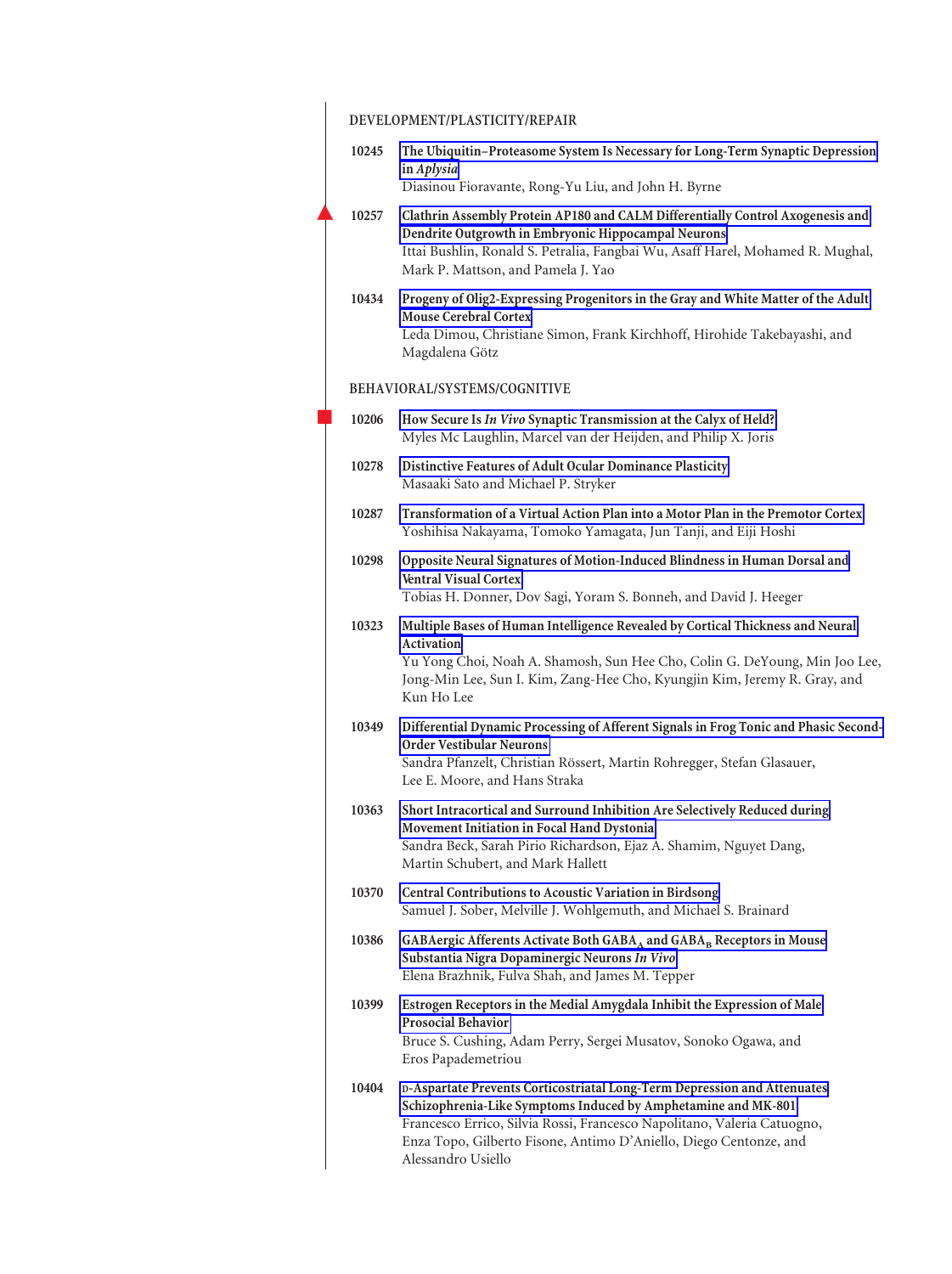## DEVELOPMENT/PLASTICITY/REPAIR

**10245** **The Ubiquitin–Proteasome System Is Necessary for Long-Term Synaptic Depression in *Aplysia***
Diasinou Fioravante, Rong-Yu Liu, and John H. Byrne

**10257** **Clathrin Assembly Protein AP180 and CALM Differentially Control Axogenesis and Dendrite Outgrowth in Embryonic Hippocampal Neurons**
Ittai Bushlin, Ronald S. Petralia, Fangbai Wu, Asaff Harel, Mohamed R. Mughal, Mark P. Mattson, and Pamela J. Yao

**10434** **Progeny of Olig2-Expressing Progenitors in the Gray and White Matter of the Adult Mouse Cerebral Cortex**
Leda Dimou, Christiane Simon, Frank Kirchhoff, Hirohide Takebayashi, and Magdalena Götz

## BEHAVIORAL/SYSTEMS/COGNITIVE

**10206** **How Secure Is *In Vivo* Synaptic Transmission at the Calyx of Held?**
Myles Mc Laughlin, Marcel van der Heijden, and Philip X. Joris

**10278** **Distinctive Features of Adult Ocular Dominance Plasticity**
Masaaki Sato and Michael P. Stryker

**10287** **Transformation of a Virtual Action Plan into a Motor Plan in the Premotor Cortex**
Yoshihisa Nakayama, Tomoko Yamagata, Jun Tanji, and Eiji Hoshi

**10298** **Opposite Neural Signatures of Motion-Induced Blindness in Human Dorsal and Ventral Visual Cortex**
Tobias H. Donner, Dov Sagi, Yoram S. Bonneh, and David J. Heeger

**10323** **Multiple Bases of Human Intelligence Revealed by Cortical Thickness and Neural Activation**
Yu Yong Choi, Noah A. Shamosh, Sun Hee Cho, Colin G. DeYoung, Min Joo Lee, Jong-Min Lee, Sun I. Kim, Zang-Hee Cho, Kyungjin Kim, Jeremy R. Gray, and Kun Ho Lee

**10349** **Differential Dynamic Processing of Afferent Signals in Frog Tonic and Phasic Second-Order Vestibular Neurons**
Sandra Pfanzelt, Christian Rössert, Martin Rohregger, Stefan Glasauer, Lee E. Moore, and Hans Straka

**10363** **Short Intracortical and Surround Inhibition Are Selectively Reduced during Movement Initiation in Focal Hand Dystonia**
Sandra Beck, Sarah Pirio Richardson, Ejaz A. Shamim, Nguyet Dang, Martin Schubert, and Mark Hallett

**10370** **Central Contributions to Acoustic Variation in Birdsong**
Samuel J. Sober, Melville J. Wohlgemuth, and Michael S. Brainard

**10386** **GABAergic Afferents Activate Both $GABA_A$ and $GABA_B$ Receptors in Mouse Substantia Nigra Dopaminergic Neurons *In Vivo***
Elena Brazhnik, Fulva Shah, and James M. Tepper

**10399** **Estrogen Receptors in the Medial Amygdala Inhibit the Expression of Male Prosocial Behavior**
Bruce S. Cushing, Adam Perry, Sergei Musatov, Sonoko Ogawa, and Eros Papademetriou

**10404** **D-Aspartate Prevents Corticostriatal Long-Term Depression and Attenuates Schizophrenia-Like Symptoms Induced by Amphetamine and MK-801**
Francesco Errico, Silvia Rossi, Francesco Napolitano, Valeria Catuogno, Enza Topo, Gilberto Fisone, Antimo D'Aniello, Diego Centonze, and Alessandro Usiello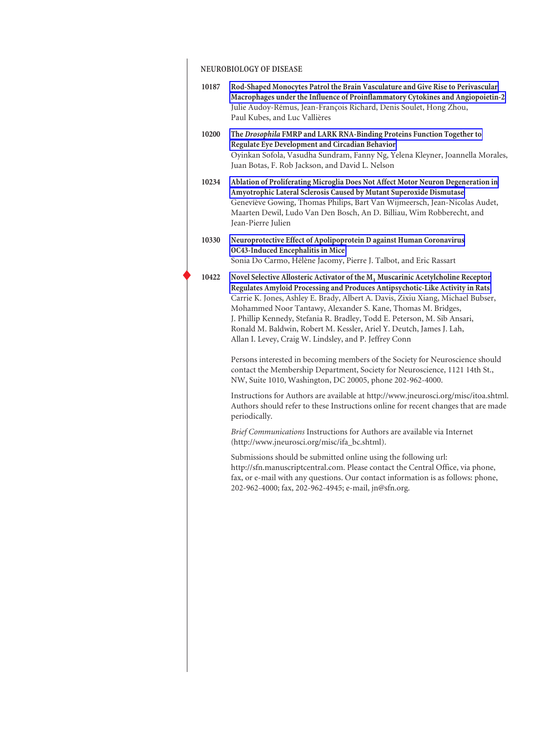## NEUROBIOLOGY OF DISEASE

10187 **Rod-Shaped Monocytes Patrol the Brain Vasculature and Give Rise to Perivascular Macrophages under the Influence of Proinflammatory Cytokines and Angiopoietin-2**
Julie Audoy-Rémus, Jean-François Richard, Denis Soulet, Hong Zhou, Paul Kubes, and Luc Vallières

10200 **The *Drosophila* FMRP and LARK RNA-Binding Proteins Function Together to Regulate Eye Development and Circadian Behavior**
Oyinkan Sofola, Vasudha Sundram, Fanny Ng, Yelena Kleyner, Joannella Morales, Juan Botas, F. Rob Jackson, and David L. Nelson

10234 **Ablation of Proliferating Microglia Does Not Affect Motor Neuron Degeneration in Amyotrophic Lateral Sclerosis Caused by Mutant Superoxide Dismutase**
Geneviève Gowing, Thomas Philips, Bart Van Wijmeersch, Jean-Nicolas Audet, Maarten Dewil, Ludo Van Den Bosch, An D. Billiau, Wim Robberecht, and Jean-Pierre Julien

10330 **Neuroprotective Effect of Apolipoprotein D against Human Coronavirus OC43-Induced Encephalitis in Mice**
Sonia Do Carmo, Hélène Jacomy, Pierre J. Talbot, and Eric Rassart

♦ 10422 **Novel Selective Allosteric Activator of the $M_1$ Muscarinic Acetylcholine Receptor Regulates Amyloid Processing and Produces Antipsychotic-Like Activity in Rats**
Carrie K. Jones, Ashley E. Brady, Albert A. Davis, Zixiu Xiang, Michael Bubser, Mohammed Noor Tantawy, Alexander S. Kane, Thomas M. Bridges, J. Phillip Kennedy, Stefania R. Bradley, Todd E. Peterson, M. Sib Ansari, Ronald M. Baldwin, Robert M. Kessler, Ariel Y. Deutch, James J. Lah, Allan I. Levey, Craig W. Lindsley, and P. Jeffrey Conn

Persons interested in becoming members of the Society for Neuroscience should contact the Membership Department, Society for Neuroscience, 1121 14th St., NW, Suite 1010, Washington, DC 20005, phone 202-962-4000.

Instructions for Authors are available at http://www.jneurosci.org/misc/itoa.shtml. Authors should refer to these Instructions online for recent changes that are made periodically.

*Brief Communications* Instructions for Authors are available via Internet (http://www.jneurosci.org/misc/ifa_bc.shtml).

Submissions should be submitted online using the following url: http://sfn.manuscriptcentral.com. Please contact the Central Office, via phone, fax, or e-mail with any questions. Our contact information is as follows: phone, 202-962-4000; fax, 202-962-4945; e-mail, jn@sfn.org.